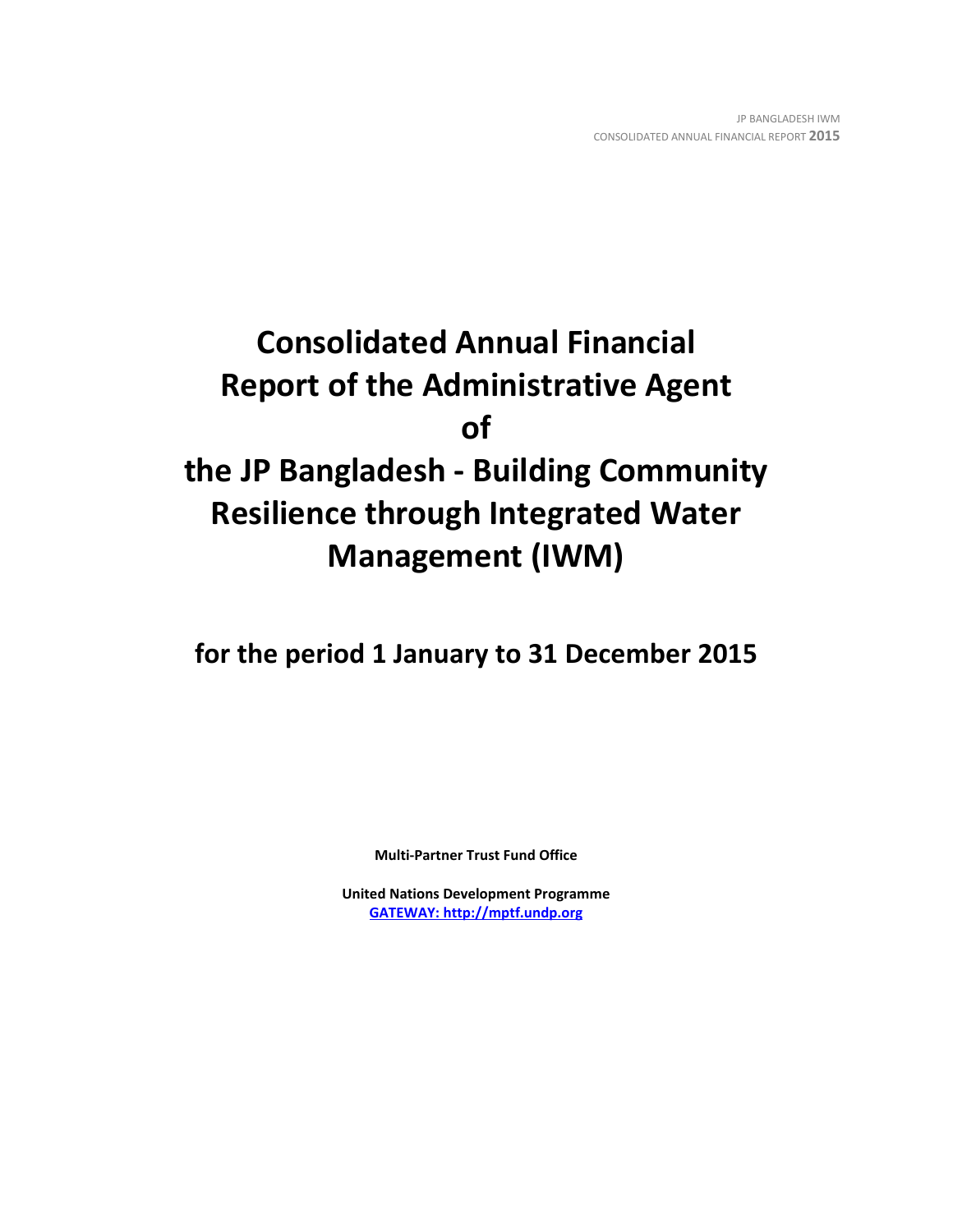# Consolidated Annual Financial Report of the Administrative Agent of the JP Bangladesh - Building Community Resilience through Integrated Water Management (IWM)

## for the period 1 January to 31 December 2015

**Multi-Partner Trust Fund Office**

**United Nations Development Programme**
**GATEWAY: http://mptf.undp.org**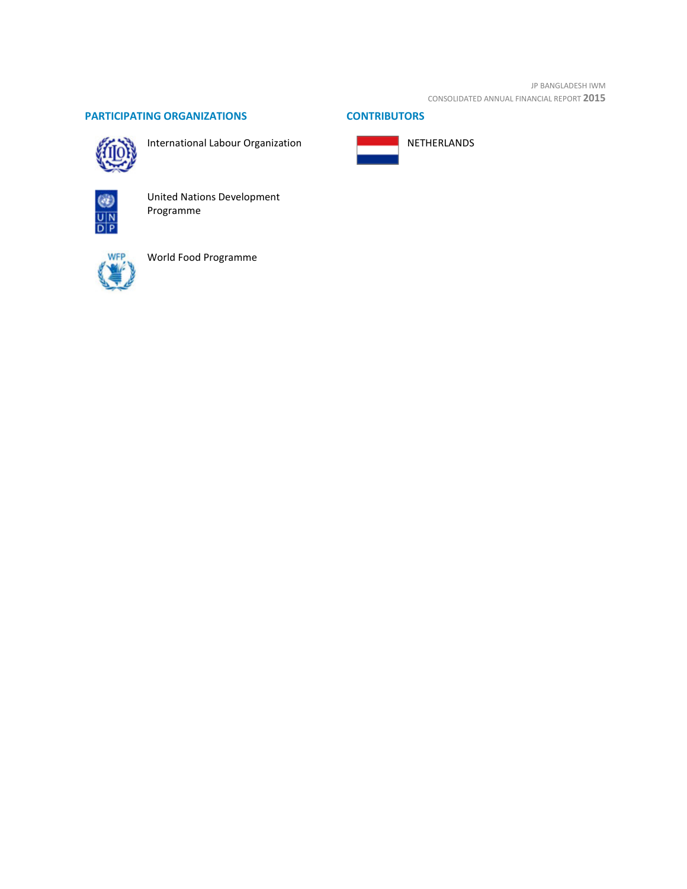## PARTICIPATING ORGANIZATIONS

International Labour Organization

United Nations Development Programme

World Food Programme

## CONTRIBUTORS

NETHERLANDS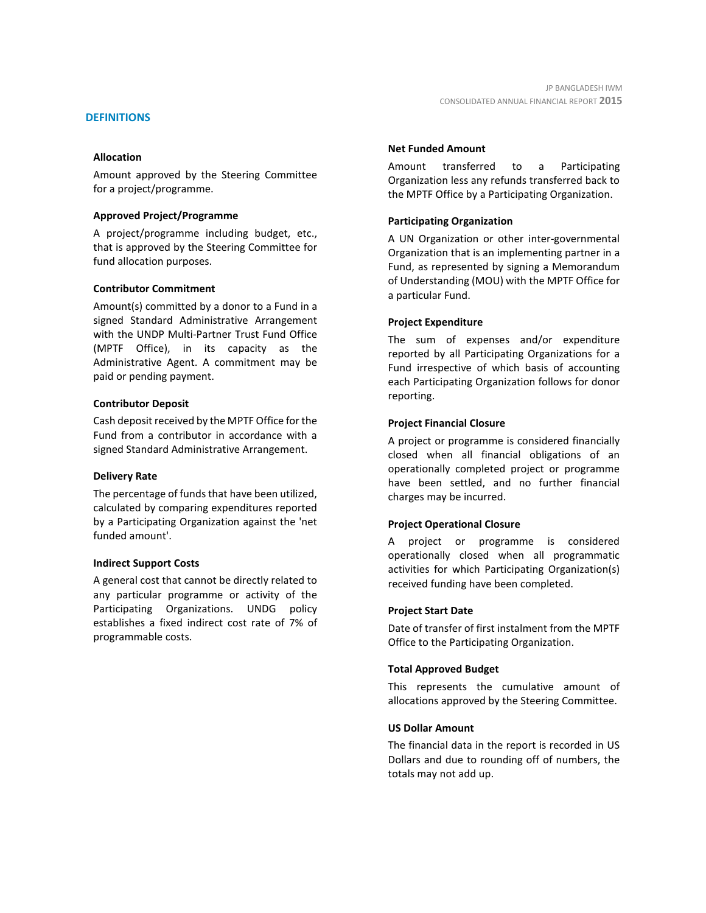## DEFINITIONS

### Allocation

Amount approved by the Steering Committee for a project/programme.

### Approved Project/Programme

A project/programme including budget, etc., that is approved by the Steering Committee for fund allocation purposes.

### Contributor Commitment

Amount(s) committed by a donor to a Fund in a signed Standard Administrative Arrangement with the UNDP Multi-Partner Trust Fund Office (MPTF Office), in its capacity as the Administrative Agent. A commitment may be paid or pending payment.

### Contributor Deposit

Cash deposit received by the MPTF Office for the Fund from a contributor in accordance with a signed Standard Administrative Arrangement.

### Delivery Rate

The percentage of funds that have been utilized, calculated by comparing expenditures reported by a Participating Organization against the 'net funded amount'.

### Indirect Support Costs

A general cost that cannot be directly related to any particular programme or activity of the Participating Organizations. UNDG policy establishes a fixed indirect cost rate of 7% of programmable costs.

### Net Funded Amount

Amount transferred to a Participating Organization less any refunds transferred back to the MPTF Office by a Participating Organization.

### Participating Organization

A UN Organization or other inter-governmental Organization that is an implementing partner in a Fund, as represented by signing a Memorandum of Understanding (MOU) with the MPTF Office for a particular Fund.

### Project Expenditure

The sum of expenses and/or expenditure reported by all Participating Organizations for a Fund irrespective of which basis of accounting each Participating Organization follows for donor reporting.

### Project Financial Closure

A project or programme is considered financially closed when all financial obligations of an operationally completed project or programme have been settled, and no further financial charges may be incurred.

### Project Operational Closure

A project or programme is considered operationally closed when all programmatic activities for which Participating Organization(s) received funding have been completed.

### Project Start Date

Date of transfer of first instalment from the MPTF Office to the Participating Organization.

### Total Approved Budget

This represents the cumulative amount of allocations approved by the Steering Committee.

### US Dollar Amount

The financial data in the report is recorded in US Dollars and due to rounding off of numbers, the totals may not add up.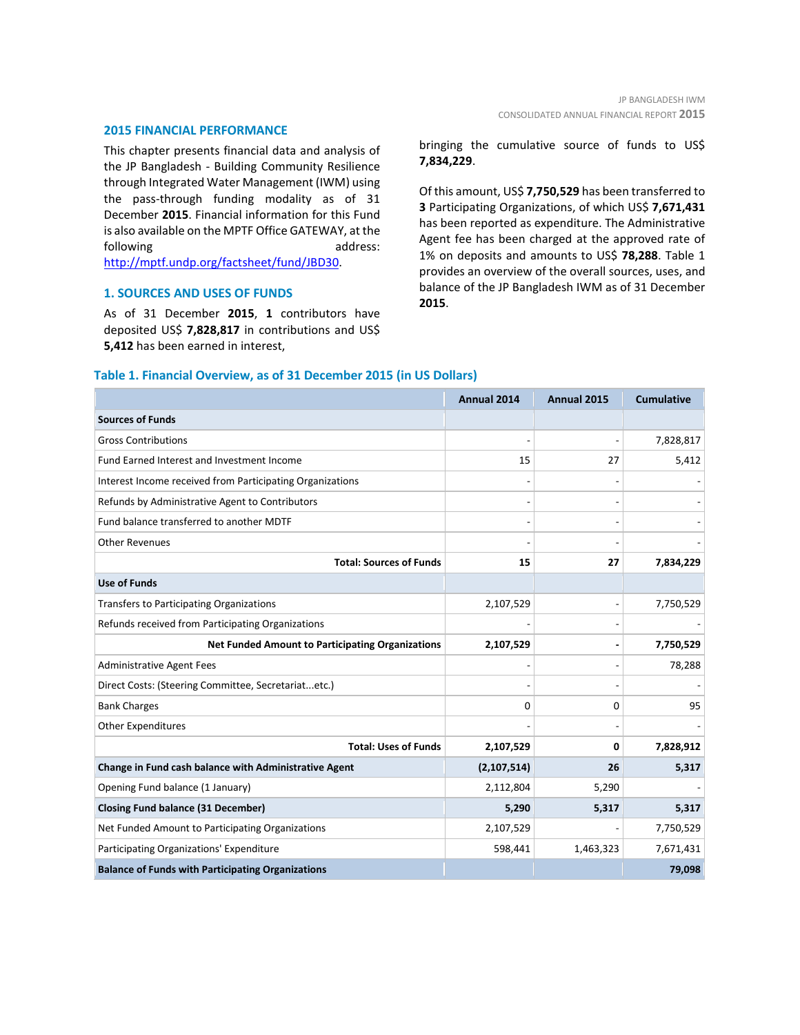## 2015 FINANCIAL PERFORMANCE

This chapter presents financial data and analysis of the JP Bangladesh - Building Community Resilience through Integrated Water Management (IWM) using the pass-through funding modality as of 31 December **2015**. Financial information for this Fund is also available on the MPTF Office GATEWAY, at the following address: http://mptf.undp.org/factsheet/fund/JBD30.

## 1. SOURCES AND USES OF FUNDS

As of 31 December **2015**, **1** contributors have deposited US$ **7,828,817** in contributions and US$ **5,412** has been earned in interest, bringing the cumulative source of funds to US$ **7,834,229**.

Of this amount, US$ **7,750,529** has been transferred to **3** Participating Organizations, of which US$ **7,671,431** has been reported as expenditure. The Administrative Agent fee has been charged at the approved rate of 1% on deposits and amounts to US$ **78,288**. Table 1 provides an overview of the overall sources, uses, and balance of the JP Bangladesh IWM as of 31 December **2015**.

### Table 1. Financial Overview, as of 31 December 2015 (in US Dollars)

| | Annual 2014 | Annual 2015 | Cumulative |
|---|---|---|---|
| **Sources of Funds** | | | |
| Gross Contributions | - | - | 7,828,817 |
| Fund Earned Interest and Investment Income | 15 | 27 | 5,412 |
| Interest Income received from Participating Organizations | - | - | - |
| Refunds by Administrative Agent to Contributors | - | - | - |
| Fund balance transferred to another MDTF | - | - | - |
| Other Revenues | - | - | - |
| **Total: Sources of Funds** | **15** | **27** | **7,834,229** |
| **Use of Funds** | | | |
| Transfers to Participating Organizations | 2,107,529 | - | 7,750,529 |
| Refunds received from Participating Organizations | - | - | - |
| **Net Funded Amount to Participating Organizations** | **2,107,529** | **-** | **7,750,529** |
| Administrative Agent Fees | - | - | 78,288 |
| Direct Costs: (Steering Committee, Secretariat...etc.) | - | - | - |
| Bank Charges | 0 | 0 | 95 |
| Other Expenditures | - | - | - |
| **Total: Uses of Funds** | **2,107,529** | **0** | **7,828,912** |
| **Change in Fund cash balance with Administrative Agent** | **(2,107,514)** | **26** | **5,317** |
| Opening Fund balance (1 January) | 2,112,804 | 5,290 | - |
| **Closing Fund balance (31 December)** | **5,290** | **5,317** | **5,317** |
| Net Funded Amount to Participating Organizations | 2,107,529 | - | 7,750,529 |
| Participating Organizations' Expenditure | 598,441 | 1,463,323 | 7,671,431 |
| **Balance of Funds with Participating Organizations** | | | **79,098** |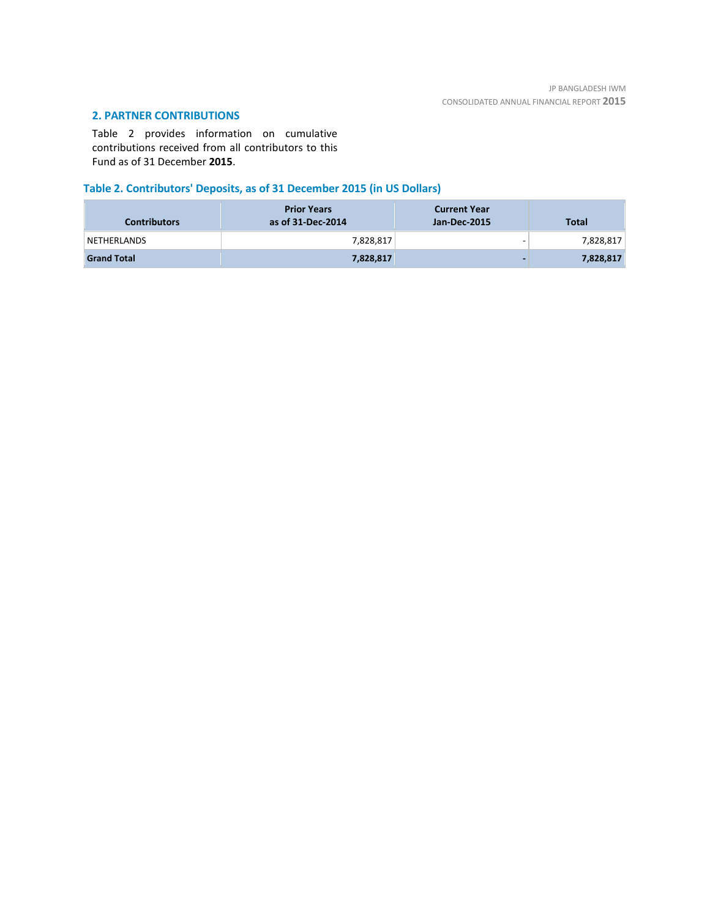## 2. PARTNER CONTRIBUTIONS

Table 2 provides information on cumulative contributions received from all contributors to this Fund as of 31 December **2015**.

### Table 2. Contributors' Deposits, as of 31 December 2015 (in US Dollars)

| Contributors | Prior Years as of 31-Dec-2014 | Current Year Jan-Dec-2015 | Total |
|---|---|---|---|
| NETHERLANDS | 7,828,817 | - | 7,828,817 |
| **Grand Total** | **7,828,817** | **-** | **7,828,817** |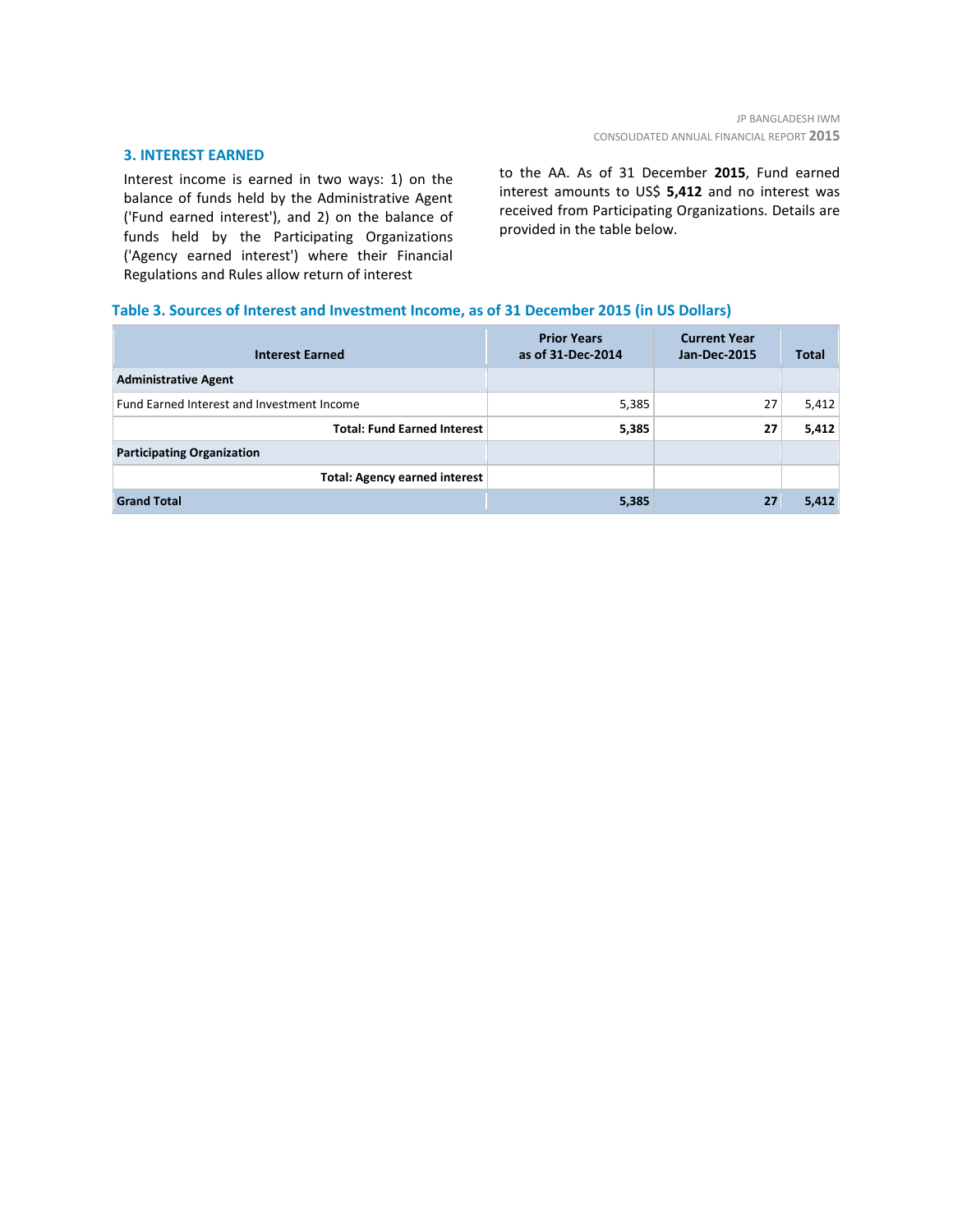## 3. INTEREST EARNED

Interest income is earned in two ways: 1) on the balance of funds held by the Administrative Agent ('Fund earned interest'), and 2) on the balance of funds held by the Participating Organizations ('Agency earned interest') where their Financial Regulations and Rules allow return of interest to the AA. As of 31 December **2015**, Fund earned interest amounts to US$ **5,412** and no interest was received from Participating Organizations. Details are provided in the table below.

**Table 3. Sources of Interest and Investment Income, as of 31 December 2015 (in US Dollars)**

| Interest Earned | Prior Years as of 31-Dec-2014 | Current Year Jan-Dec-2015 | Total |
|---|---|---|---|
| **Administrative Agent** | | | |
| Fund Earned Interest and Investment Income | 5,385 | 27 | 5,412 |
| **Total: Fund Earned Interest** | **5,385** | **27** | **5,412** |
| **Participating Organization** | | | |
| **Total: Agency earned interest** | | | |
| **Grand Total** | **5,385** | **27** | **5,412** |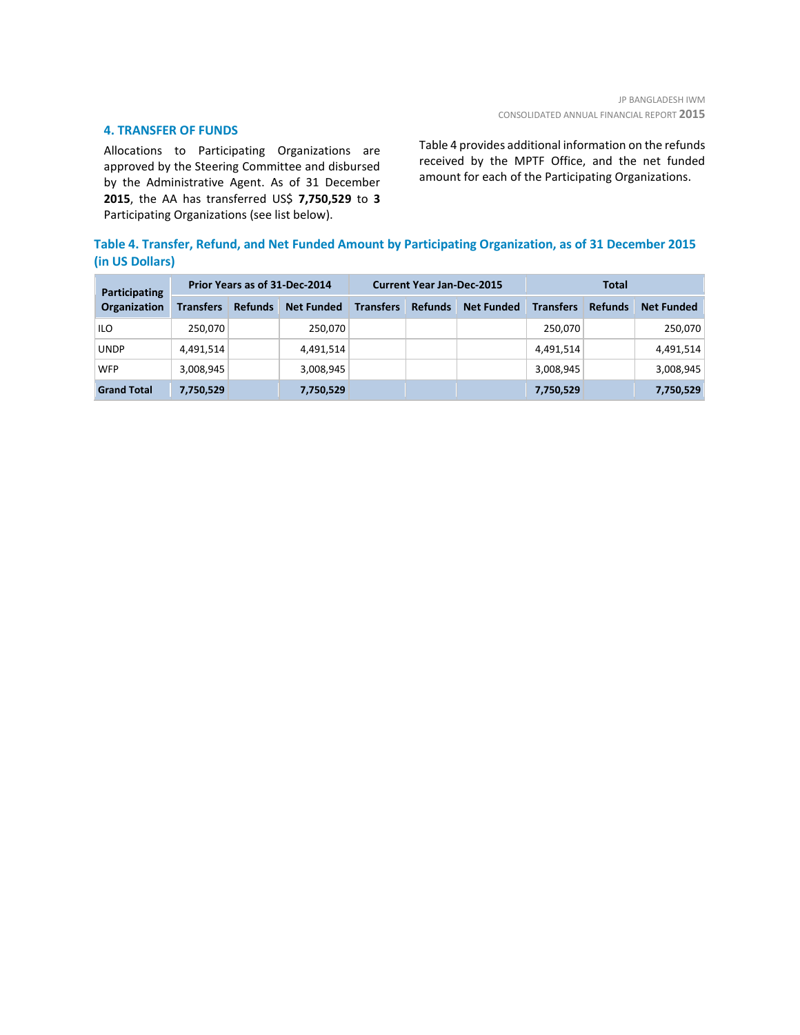## 4. TRANSFER OF FUNDS

Allocations to Participating Organizations are approved by the Steering Committee and disbursed by the Administrative Agent. As of 31 December **2015**, the AA has transferred US$ **7,750,529** to **3** Participating Organizations (see list below).

Table 4 provides additional information on the refunds received by the MPTF Office, and the net funded amount for each of the Participating Organizations.

**Table 4. Transfer, Refund, and Net Funded Amount by Participating Organization, as of 31 December 2015 (in US Dollars)**

| Participating Organization | Prior Years as of 31-Dec-2014 | | | Current Year Jan-Dec-2015 | | | Total | | |
|---|---|---|---|---|---|---|---|---|---|
| | Transfers | Refunds | Net Funded | Transfers | Refunds | Net Funded | Transfers | Refunds | Net Funded |
| ILO | 250,070 | | 250,070 | | | | 250,070 | | 250,070 |
| UNDP | 4,491,514 | | 4,491,514 | | | | 4,491,514 | | 4,491,514 |
| WFP | 3,008,945 | | 3,008,945 | | | | 3,008,945 | | 3,008,945 |
| **Grand Total** | **7,750,529** | | **7,750,529** | | | | **7,750,529** | | **7,750,529** |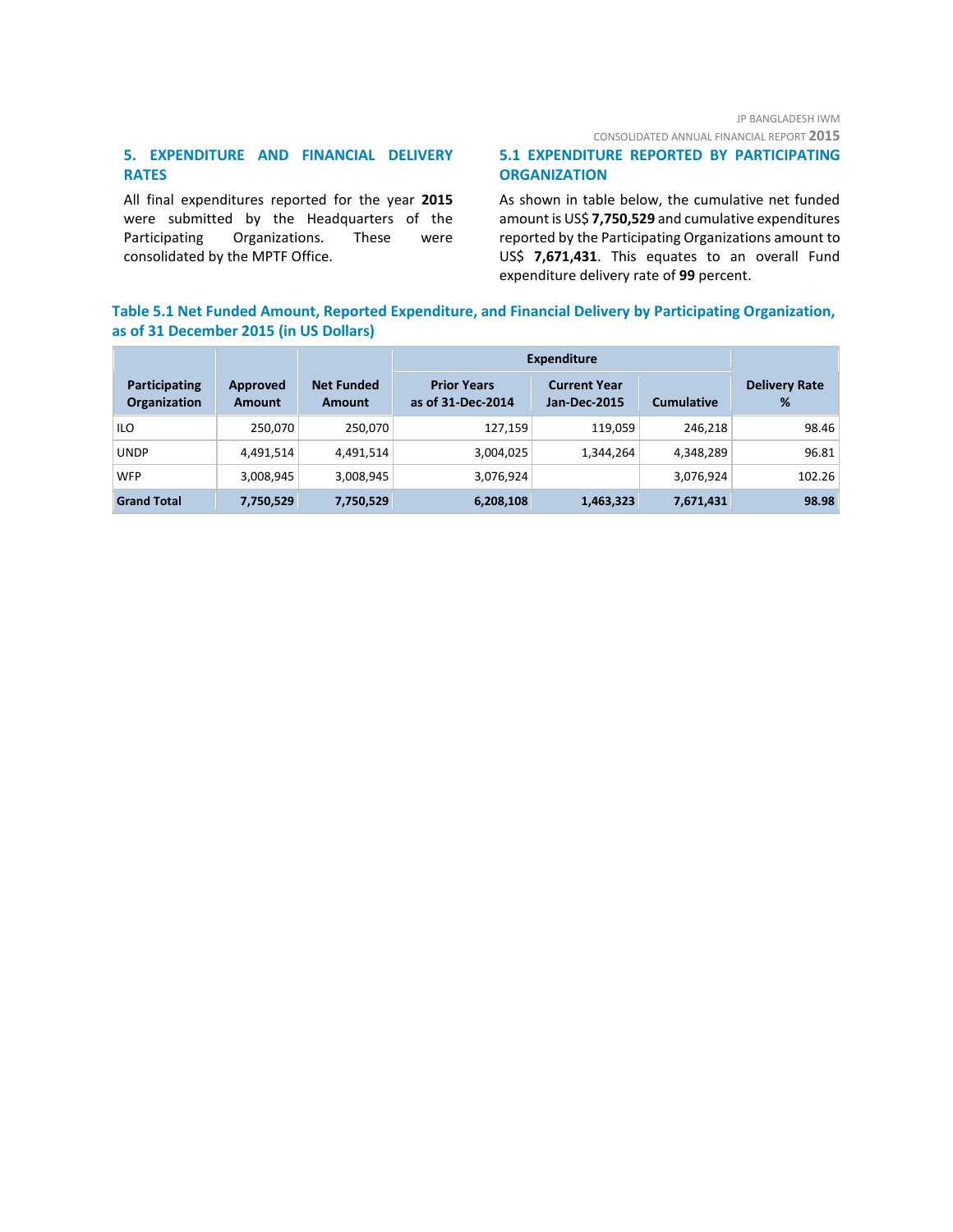## 5. EXPENDITURE AND FINANCIAL DELIVERY RATES

All final expenditures reported for the year **2015** were submitted by the Headquarters of the Participating Organizations. These were consolidated by the MPTF Office.

### 5.1 EXPENDITURE REPORTED BY PARTICIPATING ORGANIZATION

As shown in table below, the cumulative net funded amount is US$ **7,750,529** and cumulative expenditures reported by the Participating Organizations amount to US$ **7,671,431**. This equates to an overall Fund expenditure delivery rate of **99** percent.

**Table 5.1 Net Funded Amount, Reported Expenditure, and Financial Delivery by Participating Organization, as of 31 December 2015 (in US Dollars)**

| Participating Organization | Approved Amount | Net Funded Amount | Expenditure | | | Delivery Rate % |
|---|---|---|---|---|---|---|
| | | | Prior Years as of 31-Dec-2014 | Current Year Jan-Dec-2015 | Cumulative | |
| ILO | 250,070 | 250,070 | 127,159 | 119,059 | 246,218 | 98.46 |
| UNDP | 4,491,514 | 4,491,514 | 3,004,025 | 1,344,264 | 4,348,289 | 96.81 |
| WFP | 3,008,945 | 3,008,945 | 3,076,924 | | 3,076,924 | 102.26 |
| **Grand Total** | **7,750,529** | **7,750,529** | **6,208,108** | **1,463,323** | **7,671,431** | **98.98** |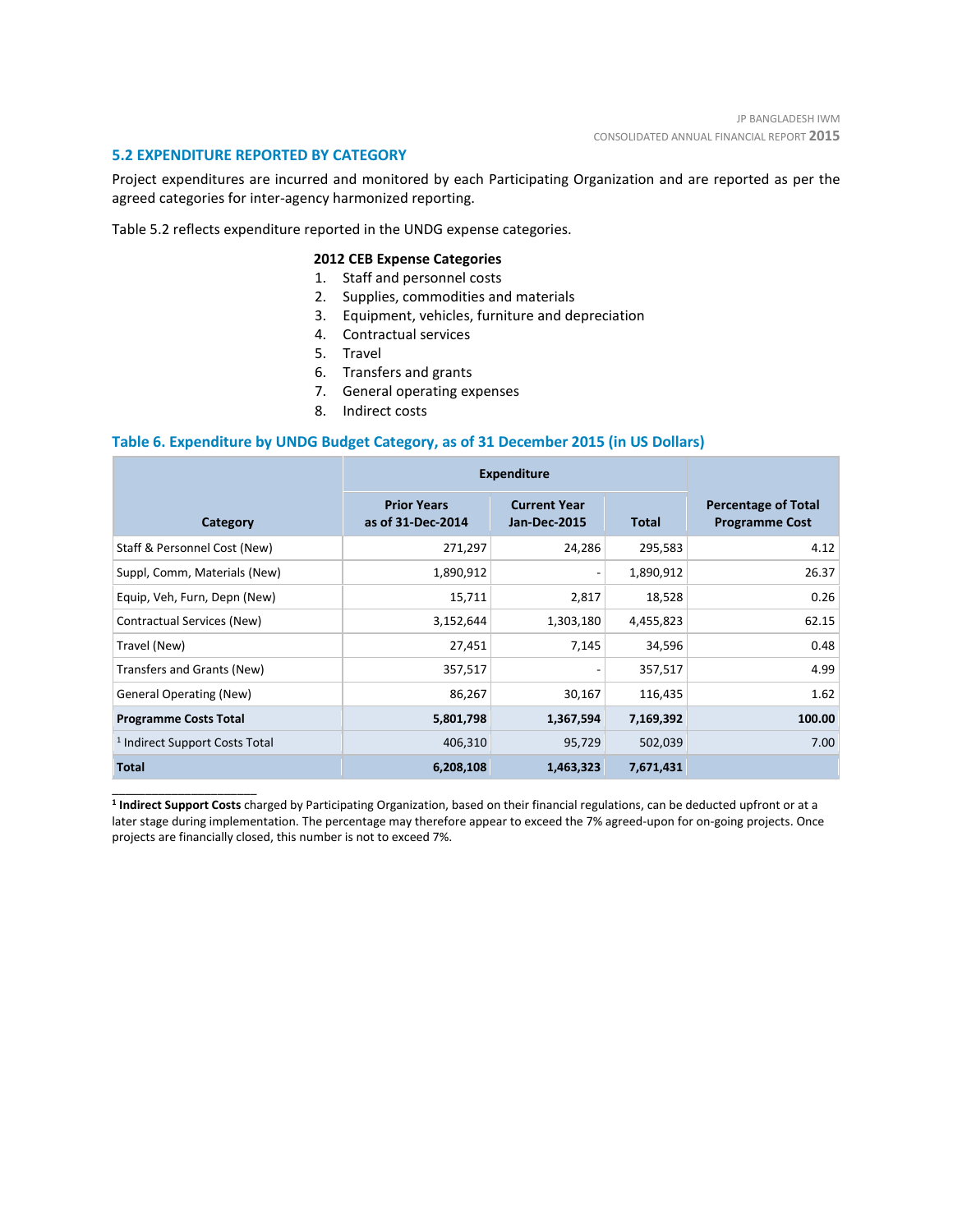## 5.2 EXPENDITURE REPORTED BY CATEGORY

Project expenditures are incurred and monitored by each Participating Organization and are reported as per the agreed categories for inter-agency harmonized reporting.

Table 5.2 reflects expenditure reported in the UNDG expense categories.

**2012 CEB Expense Categories**

1. Staff and personnel costs
2. Supplies, commodities and materials
3. Equipment, vehicles, furniture and depreciation
4. Contractual services
5. Travel
6. Transfers and grants
7. General operating expenses
8. Indirect costs

### Table 6. Expenditure by UNDG Budget Category, as of 31 December 2015 (in US Dollars)

| Category | Expenditure | | | Percentage of Total Programme Cost |
|---|---|---|---|---|
| | Prior Years as of 31-Dec-2014 | Current Year Jan-Dec-2015 | Total | |
| Staff & Personnel Cost (New) | 271,297 | 24,286 | 295,583 | 4.12 |
| Suppl, Comm, Materials (New) | 1,890,912 | - | 1,890,912 | 26.37 |
| Equip, Veh, Furn, Depn (New) | 15,711 | 2,817 | 18,528 | 0.26 |
| Contractual Services (New) | 3,152,644 | 1,303,180 | 4,455,823 | 62.15 |
| Travel (New) | 27,451 | 7,145 | 34,596 | 0.48 |
| Transfers and Grants (New) | 357,517 | - | 357,517 | 4.99 |
| General Operating (New) | 86,267 | 30,167 | 116,435 | 1.62 |
| **Programme Costs Total** | **5,801,798** | **1,367,594** | **7,169,392** | **100.00** |
| [1] Indirect Support Costs Total | 406,310 | 95,729 | 502,039 | 7.00 |
| **Total** | **6,208,108** | **1,463,323** | **7,671,431** | |

---

[1] **Indirect Support Costs** charged by Participating Organization, based on their financial regulations, can be deducted upfront or at a later stage during implementation. The percentage may therefore appear to exceed the 7% agreed-upon for on-going projects. Once projects are financially closed, this number is not to exceed 7%.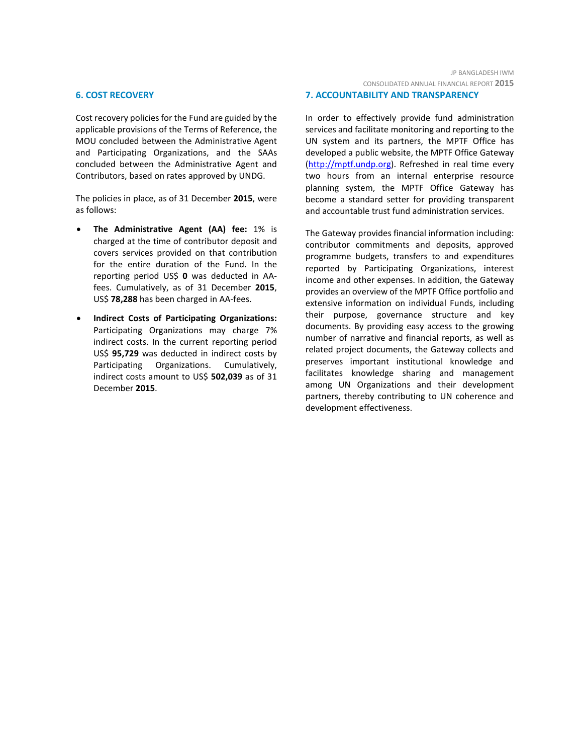## 6. COST RECOVERY

Cost recovery policies for the Fund are guided by the applicable provisions of the Terms of Reference, the MOU concluded between the Administrative Agent and Participating Organizations, and the SAAs concluded between the Administrative Agent and Contributors, based on rates approved by UNDG.

The policies in place, as of 31 December **2015**, were as follows:

- **The Administrative Agent (AA) fee:** 1% is charged at the time of contributor deposit and covers services provided on that contribution for the entire duration of the Fund. In the reporting period US$ **0** was deducted in AA-fees. Cumulatively, as of 31 December **2015**, US$ **78,288** has been charged in AA-fees.
- **Indirect Costs of Participating Organizations:** Participating Organizations may charge 7% indirect costs. In the current reporting period US$ **95,729** was deducted in indirect costs by Participating Organizations. Cumulatively, indirect costs amount to US$ **502,039** as of 31 December **2015**.

## 7. ACCOUNTABILITY AND TRANSPARENCY

In order to effectively provide fund administration services and facilitate monitoring and reporting to the UN system and its partners, the MPTF Office has developed a public website, the MPTF Office Gateway (http://mptf.undp.org). Refreshed in real time every two hours from an internal enterprise resource planning system, the MPTF Office Gateway has become a standard setter for providing transparent and accountable trust fund administration services.

The Gateway provides financial information including: contributor commitments and deposits, approved programme budgets, transfers to and expenditures reported by Participating Organizations, interest income and other expenses. In addition, the Gateway provides an overview of the MPTF Office portfolio and extensive information on individual Funds, including their purpose, governance structure and key documents. By providing easy access to the growing number of narrative and financial reports, as well as related project documents, the Gateway collects and preserves important institutional knowledge and facilitates knowledge sharing and management among UN Organizations and their development partners, thereby contributing to UN coherence and development effectiveness.